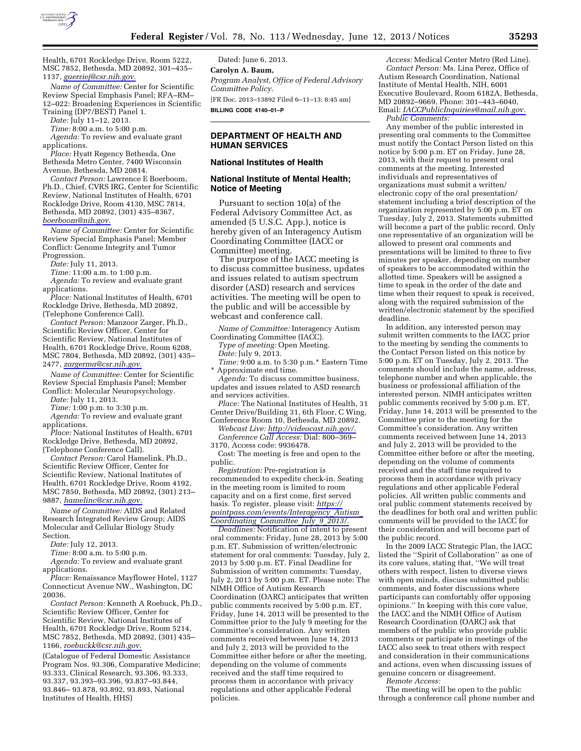Health, 6701 Rockledge Drive, Room 5222, MSC 7852, Bethesda, MD 20892, 301–435–1137, *guerriej@csr.nih.gov.*

*Name of Committee:* Center for Scientific Review Special Emphasis Panel; RFA–RM–12–022: Broadening Experiences in Scientific Training (DP7/BEST) Panel 1.

*Date:* July 11–12, 2013.

*Time:* 8:00 a.m. to 5:00 p.m.

*Agenda:* To review and evaluate grant applications.

*Place:* Hyatt Regency Bethesda, One Bethesda Metro Center, 7400 Wisconsin Avenue, Bethesda, MD 20814.

*Contact Person:* Lawrence E Boerboom, Ph.D., Chief, CVRS IRG, Center for Scientific Review, National Institutes of Health, 6701 Rockledge Drive, Room 4130, MSC 7814, Bethesda, MD 20892, (301) 435–8367, *boerboom@nih.gov.*

*Name of Committee:* Center for Scientific Review Special Emphasis Panel; Member Conflict: Genome Integrity and Tumor Progression.

*Date:* July 11, 2013.

*Time:* 11:00 a.m. to 1:00 p.m.

*Agenda:* To review and evaluate grant applications.

*Place:* National Institutes of Health, 6701 Rockledge Drive, Bethesda, MD 20892, (Telephone Conference Call).

*Contact Person:* Manzoor Zarger, Ph.D., Scientific Review Officer, Center for Scientific Review, National Institutes of Health, 6701 Rockledge Drive, Room 6208, MSC 7804, Bethesda, MD 20892, (301) 435–2477, *zargerma@csr.nih.gov.*

*Name of Committee:* Center for Scientific Review Special Emphasis Panel; Member Conflict: Molecular Neuropsychology.

*Date:* July 11, 2013.

*Time:* 1:00 p.m. to 3:30 p.m.

*Agenda:* To review and evaluate grant applications.

*Place:* National Institutes of Health, 6701 Rockledge Drive, Bethesda, MD 20892, (Telephone Conference Call).

*Contact Person:* Carol Hamelink, Ph.D., Scientific Review Officer, Center for Scientific Review, National Institutes of Health, 6701 Rockledge Drive, Room 4192, MSC 7850, Bethesda, MD 20892, (301) 213–9887, *hamelinc@csr.nih.gov.*

*Name of Committee:* AIDS and Related Research Integrated Review Group; AIDS Molecular and Cellular Biology Study Section.

*Date:* July 12, 2013.

*Time:* 8:00 a.m. to 5:00 p.m.

*Agenda:* To review and evaluate grant applications.

*Place:* Renaissance Mayflower Hotel, 1127 Connecticut Avenue NW., Washington, DC 20036.

*Contact Person:* Kenneth A Roebuck, Ph.D., Scientific Review Officer, Center for Scientific Review, National Institutes of Health, 6701 Rockledge Drive, Room 5214, MSC 7852, Bethesda, MD 20892, (301) 435–1166, *roebuckk@csr.nih.gov.*

(Catalogue of Federal Domestic Assistance Program Nos. 93.306, Comparative Medicine; 93.333, Clinical Research, 93.306, 93.333, 93.337, 93.393–93.396, 93.837–93.844, 93.846– 93.878, 93.892, 93.893, National Institutes of Health, HHS)

Dated: June 6, 2013.

**Carolyn A. Baum,**

*Program Analyst, Office of Federal Advisory Committee Policy.*

[FR Doc. 2013–13892 Filed 6–11–13; 8:45 am]

**BILLING CODE 4140–01–P**

## DEPARTMENT OF HEALTH AND HUMAN SERVICES

### National Institutes of Health

### National Institute of Mental Health; Notice of Meeting

Pursuant to section 10(a) of the Federal Advisory Committee Act, as amended (5 U.S.C. App.), notice is hereby given of an Interagency Autism Coordinating Committee (IACC or Committee) meeting.

The purpose of the IACC meeting is to discuss committee business, updates and issues related to autism spectrum disorder (ASD) research and services activities. The meeting will be open to the public and will be accessible by webcast and conference call.

*Name of Committee:* Interagency Autism Coordinating Committee (IACC).

*Type of meeting:* Open Meeting.

*Date:* July 9, 2013.

*Time:* 9:00 a.m. to 5:30 p.m.* Eastern Time

\* Approximate end time.

*Agenda:* To discuss committee business, updates and issues related to ASD research and services activities.

*Place:* The National Institutes of Health, 31 Center Drive/Building 31, 6th Floor, C Wing, Conference Room 10, Bethesda, MD 20892.

*Webcast Live: http://videocast.nih.gov/.*

*Conference Call Access:* Dial: 800–369–3170, Access code: 9936478.

Cost: The meeting is free and open to the public.

*Registration:* Pre-registration is recommended to expedite check-in. Seating in the meeting room is limited to room capacity and on a first come, first served basis. To register, please visit: *https://pointpass.com/events/Interagency_Autism_Coordinating_Committee_July_9_2013/.*

*Deadlines:* Notification of intent to present oral comments: Friday, June 28, 2013 by 5:00 p.m. ET. Submission of written/electronic statement for oral comments: Tuesday, July 2, 2013 by 5:00 p.m. ET. Final Deadline for Submission of written comments: Tuesday, July 2, 2013 by 5:00 p.m. ET. Please note: The NIMH Office of Autism Research Coordination (OARC) anticipates that written public comments received by 5:00 p.m. ET, Friday, June 14, 2013 will be presented to the Committee prior to the July 9 meeting for the Committee's consideration. Any written comments received between June 14, 2013 and July 2, 2013 will be provided to the Committee either before or after the meeting, depending on the volume of comments received and the staff time required to process them in accordance with privacy regulations and other applicable Federal policies.

*Access:* Medical Center Metro (Red Line).

*Contact Person:* Ms. Lina Perez, Office of Autism Research Coordination, National Institute of Mental Health, NIH, 6001 Executive Boulevard, Room 6182A, Bethesda, MD 20892–9669, Phone: 301–443–6040, Email: *IACCPublicInquiries@mail.nih.gov.*

*Public Comments:*

Any member of the public interested in presenting oral comments to the Committee must notify the Contact Person listed on this notice by 5:00 p.m. ET on Friday, June 28, 2013, with their request to present oral comments at the meeting. Interested individuals and representatives of organizations must submit a written/electronic copy of the oral presentation/statement including a brief description of the organization represented by 5:00 p.m. ET on Tuesday, July 2, 2013. Statements submitted will become a part of the public record. Only one representative of an organization will be allowed to present oral comments and presentations will be limited to three to five minutes per speaker, depending on number of speakers to be accommodated within the allotted time. Speakers will be assigned a time to speak in the order of the date and time when their request to speak is received, along with the required submission of the written/electronic statement by the specified deadline.

In addition, any interested person may submit written comments to the IACC prior to the meeting by sending the comments to the Contact Person listed on this notice by 5:00 p.m. ET on Tuesday, July 2, 2013. The comments should include the name, address, telephone number and when applicable, the business or professional affiliation of the interested person. NIMH anticipates written public comments received by 5:00 p.m. ET, Friday, June 14, 2013 will be presented to the Committee prior to the meeting for the Committee's consideration. Any written comments received between June 14, 2013 and July 2, 2013 will be provided to the Committee either before or after the meeting, depending on the volume of comments received and the staff time required to process them in accordance with privacy regulations and other applicable Federal policies. All written public comments and oral public comment statements received by the deadlines for both oral and written public comments will be provided to the IACC for their consideration and will become part of the public record.

In the 2009 IACC Strategic Plan, the IACC listed the ''Spirit of Collaboration'' as one of its core values, stating that, ''We will treat others with respect, listen to diverse views with open minds, discuss submitted public comments, and foster discussions where participants can comfortably offer opposing opinions.'' In keeping with this core value, the IACC and the NIMH Office of Autism Research Coordination (OARC) ask that members of the public who provide public comments or participate in meetings of the IACC also seek to treat others with respect and consideration in their communications and actions, even when discussing issues of genuine concern or disagreement.

*Remote Access:*

The meeting will be open to the public through a conference call phone number and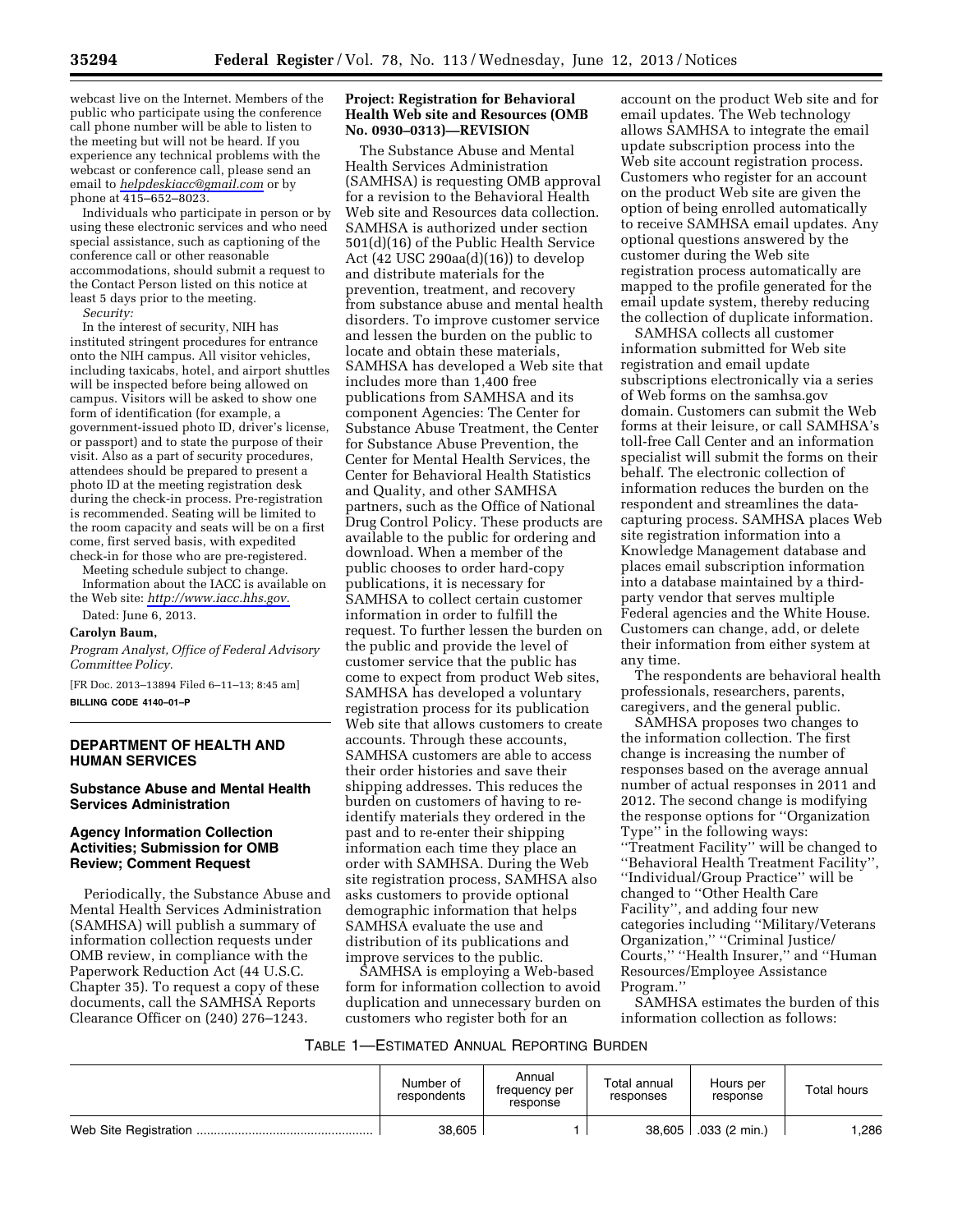webcast live on the Internet. Members of the public who participate using the conference call phone number will be able to listen to the meeting but will not be heard. If you experience any technical problems with the webcast or conference call, please send an email to *helpdeskiacc@gmail.com* or by phone at 415–652–8023.

Individuals who participate in person or by using these electronic services and who need special assistance, such as captioning of the conference call or other reasonable accommodations, should submit a request to the Contact Person listed on this notice at least 5 days prior to the meeting.

*Security:*

In the interest of security, NIH has instituted stringent procedures for entrance onto the NIH campus. All visitor vehicles, including taxicabs, hotel, and airport shuttles will be inspected before being allowed on campus. Visitors will be asked to show one form of identification (for example, a government-issued photo ID, driver's license, or passport) and to state the purpose of their visit. Also as a part of security procedures, attendees should be prepared to present a photo ID at the meeting registration desk during the check-in process. Pre-registration is recommended. Seating will be limited to the room capacity and seats will be on a first come, first served basis, with expedited check-in for those who are pre-registered.

Meeting schedule subject to change.

Information about the IACC is available on the Web site: *http://www.iacc.hhs.gov.*

Dated: June 6, 2013.

**Carolyn Baum,**

*Program Analyst, Office of Federal Advisory Committee Policy.*

[FR Doc. 2013–13894 Filed 6–11–13; 8:45 am]

**BILLING CODE 4140–01–P**

## DEPARTMENT OF HEALTH AND HUMAN SERVICES

### Substance Abuse and Mental Health Services Administration

### Agency Information Collection Activities; Submission for OMB Review; Comment Request

Periodically, the Substance Abuse and Mental Health Services Administration (SAMHSA) will publish a summary of information collection requests under OMB review, in compliance with the Paperwork Reduction Act (44 U.S.C. Chapter 35). To request a copy of these documents, call the SAMHSA Reports Clearance Officer on (240) 276–1243.

**Project: Registration for Behavioral Health Web site and Resources (OMB No. 0930–0313)—REVISION**

The Substance Abuse and Mental Health Services Administration (SAMHSA) is requesting OMB approval for a revision to the Behavioral Health Web site and Resources data collection. SAMHSA is authorized under section 501(d)(16) of the Public Health Service Act (42 USC 290aa(d)(16)) to develop and distribute materials for the prevention, treatment, and recovery from substance abuse and mental health disorders. To improve customer service and lessen the burden on the public to locate and obtain these materials, SAMHSA has developed a Web site that includes more than 1,400 free publications from SAMHSA and its component Agencies: The Center for Substance Abuse Treatment, the Center for Substance Abuse Prevention, the Center for Mental Health Services, the Center for Behavioral Health Statistics and Quality, and other SAMHSA partners, such as the Office of National Drug Control Policy. These products are available to the public for ordering and download. When a member of the public chooses to order hard-copy publications, it is necessary for SAMHSA to collect certain customer information in order to fulfill the request. To further lessen the burden on the public and provide the level of customer service that the public has come to expect from product Web sites, SAMHSA has developed a voluntary registration process for its publication Web site that allows customers to create accounts. Through these accounts, SAMHSA customers are able to access their order histories and save their shipping addresses. This reduces the burden on customers of having to re-identify materials they ordered in the past and to re-enter their shipping information each time they place an order with SAMHSA. During the Web site registration process, SAMHSA also asks customers to provide optional demographic information that helps SAMHSA evaluate the use and distribution of its publications and improve services to the public.

SAMHSA is employing a Web-based form for information collection to avoid duplication and unnecessary burden on customers who register both for an account on the product Web site and for email updates. The Web technology allows SAMHSA to integrate the email update subscription process into the Web site account registration process. Customers who register for an account on the product Web site are given the option of being enrolled automatically to receive SAMHSA email updates. Any optional questions answered by the customer during the Web site registration process automatically are mapped to the profile generated for the email update system, thereby reducing the collection of duplicate information.

SAMHSA collects all customer information submitted for Web site registration and email update subscriptions electronically via a series of Web forms on the samhsa.gov domain. Customers can submit the Web forms at their leisure, or call SAMHSA's toll-free Call Center and an information specialist will submit the forms on their behalf. The electronic collection of information reduces the burden on the respondent and streamlines the data-capturing process. SAMHSA places Web site registration information into a Knowledge Management database and places email subscription information into a database maintained by a third-party vendor that serves multiple Federal agencies and the White House. Customers can change, add, or delete their information from either system at any time.

The respondents are behavioral health professionals, researchers, parents, caregivers, and the general public.

SAMHSA proposes two changes to the information collection. The first change is increasing the number of responses based on the average annual number of actual responses in 2011 and 2012. The second change is modifying the response options for ''Organization Type'' in the following ways: ''Treatment Facility'' will be changed to ''Behavioral Health Treatment Facility'', ''Individual/Group Practice'' will be changed to ''Other Health Care Facility'', and adding four new categories including ''Military/Veterans Organization,'' ''Criminal Justice/Courts,'' ''Health Insurer,'' and ''Human Resources/Employee Assistance Program.''

SAMHSA estimates the burden of this information collection as follows:

TABLE 1—ESTIMATED ANNUAL REPORTING BURDEN

| | Number of respondents | Annual frequency per response | Total annual responses | Hours per response | Total hours |
|---|---|---|---|---|---|
| Web Site Registration | 38,605 | 1 | 38,605 | .033 (2 min.) | 1,286 |